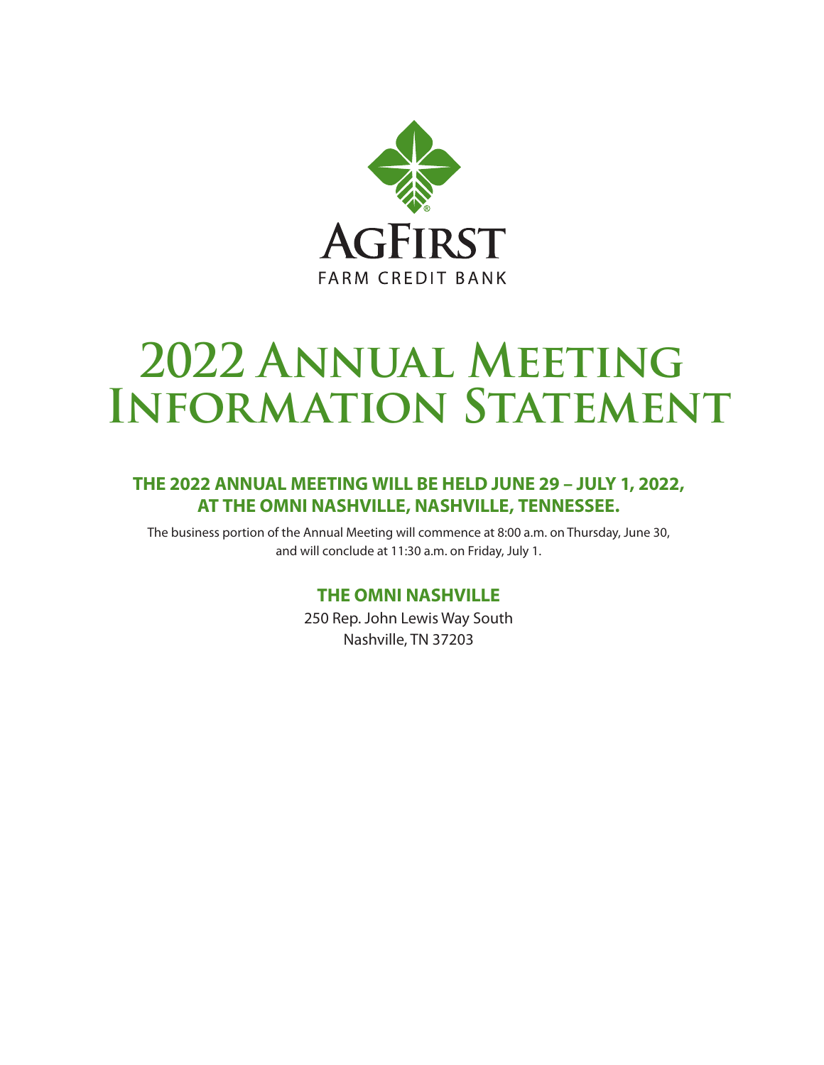AGFIRST

FARM CREDIT BANK

# 2022 Annual Meeting Information Statement

## THE 2022 ANNUAL MEETING WILL BE HELD JUNE 29 – JULY 1, 2022, AT THE OMNI NASHVILLE, NASHVILLE, TENNESSEE.

The business portion of the Annual Meeting will commence at 8:00 a.m. on Thursday, June 30, and will conclude at 11:30 a.m. on Friday, July 1.

### THE OMNI NASHVILLE

250 Rep. John Lewis Way South
Nashville, TN 37203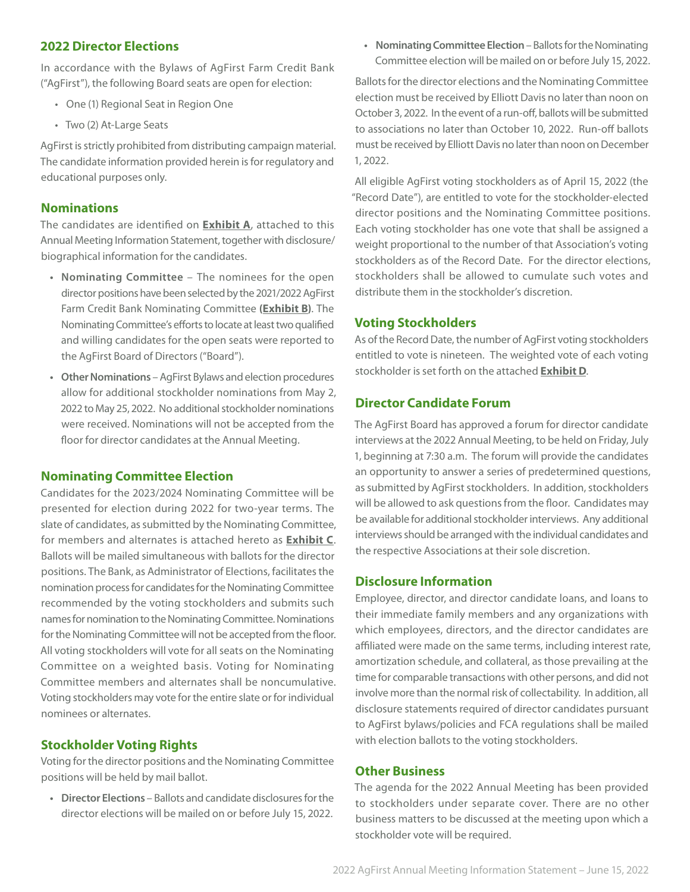## 2022 Director Elections

In accordance with the Bylaws of AgFirst Farm Credit Bank ("AgFirst"), the following Board seats are open for election:

- One (1) Regional Seat in Region One
- Two (2) At-Large Seats

AgFirst is strictly prohibited from distributing campaign material. The candidate information provided herein is for regulatory and educational purposes only.

## Nominations

The candidates are identified on **Exhibit A**, attached to this Annual Meeting Information Statement, together with disclosure/biographical information for the candidates.

- **Nominating Committee** – The nominees for the open director positions have been selected by the 2021/2022 AgFirst Farm Credit Bank Nominating Committee **(Exhibit B)**. The Nominating Committee's efforts to locate at least two qualified and willing candidates for the open seats were reported to the AgFirst Board of Directors ("Board").
- **Other Nominations** – AgFirst Bylaws and election procedures allow for additional stockholder nominations from May 2, 2022 to May 25, 2022. No additional stockholder nominations were received. Nominations will not be accepted from the floor for director candidates at the Annual Meeting.

## Nominating Committee Election

Candidates for the 2023/2024 Nominating Committee will be presented for election during 2022 for two-year terms. The slate of candidates, as submitted by the Nominating Committee, for members and alternates is attached hereto as **Exhibit C**. Ballots will be mailed simultaneous with ballots for the director positions. The Bank, as Administrator of Elections, facilitates the nomination process for candidates for the Nominating Committee recommended by the voting stockholders and submits such names for nomination to the Nominating Committee. Nominations for the Nominating Committee will not be accepted from the floor. All voting stockholders will vote for all seats on the Nominating Committee on a weighted basis. Voting for Nominating Committee members and alternates shall be noncumulative. Voting stockholders may vote for the entire slate or for individual nominees or alternates.

## Stockholder Voting Rights

Voting for the director positions and the Nominating Committee positions will be held by mail ballot.

- **Director Elections** – Ballots and candidate disclosures for the director elections will be mailed on or before July 15, 2022.
- **Nominating Committee Election** – Ballots for the Nominating Committee election will be mailed on or before July 15, 2022.

Ballots for the director elections and the Nominating Committee election must be received by Elliott Davis no later than noon on October 3, 2022. In the event of a run-off, ballots will be submitted to associations no later than October 10, 2022. Run-off ballots must be received by Elliott Davis no later than noon on December 1, 2022.

All eligible AgFirst voting stockholders as of April 15, 2022 (the "Record Date"), are entitled to vote for the stockholder-elected director positions and the Nominating Committee positions. Each voting stockholder has one vote that shall be assigned a weight proportional to the number of that Association's voting stockholders as of the Record Date. For the director elections, stockholders shall be allowed to cumulate such votes and distribute them in the stockholder's discretion.

## Voting Stockholders

As of the Record Date, the number of AgFirst voting stockholders entitled to vote is nineteen. The weighted vote of each voting stockholder is set forth on the attached **Exhibit D**.

## Director Candidate Forum

The AgFirst Board has approved a forum for director candidate interviews at the 2022 Annual Meeting, to be held on Friday, July 1, beginning at 7:30 a.m. The forum will provide the candidates an opportunity to answer a series of predetermined questions, as submitted by AgFirst stockholders. In addition, stockholders will be allowed to ask questions from the floor. Candidates may be available for additional stockholder interviews. Any additional interviews should be arranged with the individual candidates and the respective Associations at their sole discretion.

## Disclosure Information

Employee, director, and director candidate loans, and loans to their immediate family members and any organizations with which employees, directors, and the director candidates are affiliated were made on the same terms, including interest rate, amortization schedule, and collateral, as those prevailing at the time for comparable transactions with other persons, and did not involve more than the normal risk of collectability. In addition, all disclosure statements required of director candidates pursuant to AgFirst bylaws/policies and FCA regulations shall be mailed with election ballots to the voting stockholders.

## Other Business

The agenda for the 2022 Annual Meeting has been provided to stockholders under separate cover. There are no other business matters to be discussed at the meeting upon which a stockholder vote will be required.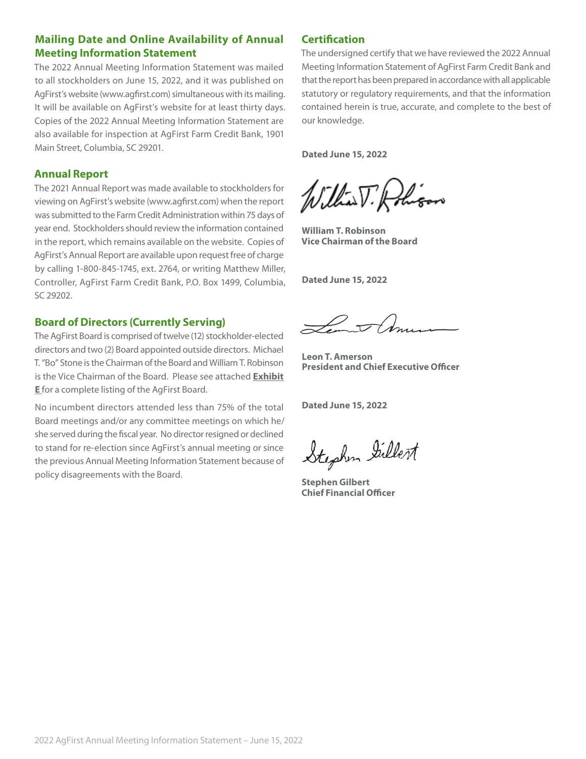## Mailing Date and Online Availability of Annual Meeting Information Statement

The 2022 Annual Meeting Information Statement was mailed to all stockholders on June 15, 2022, and it was published on AgFirst's website (www.agfirst.com) simultaneous with its mailing. It will be available on AgFirst's website for at least thirty days. Copies of the 2022 Annual Meeting Information Statement are also available for inspection at AgFirst Farm Credit Bank, 1901 Main Street, Columbia, SC 29201.

## Annual Report

The 2021 Annual Report was made available to stockholders for viewing on AgFirst's website (www.agfirst.com) when the report was submitted to the Farm Credit Administration within 75 days of year end. Stockholders should review the information contained in the report, which remains available on the website. Copies of AgFirst's Annual Report are available upon request free of charge by calling 1-800-845-1745, ext. 2764, or writing Matthew Miller, Controller, AgFirst Farm Credit Bank, P.O. Box 1499, Columbia, SC 29202.

## Board of Directors (Currently Serving)

The AgFirst Board is comprised of twelve (12) stockholder-elected directors and two (2) Board appointed outside directors. Michael T. "Bo" Stone is the Chairman of the Board and William T. Robinson is the Vice Chairman of the Board. Please see attached **Exhibit E** for a complete listing of the AgFirst Board.

No incumbent directors attended less than 75% of the total Board meetings and/or any committee meetings on which he/she served during the fiscal year. No director resigned or declined to stand for re-election since AgFirst's annual meeting or since the previous Annual Meeting Information Statement because of policy disagreements with the Board.

## Certification

The undersigned certify that we have reviewed the 2022 Annual Meeting Information Statement of AgFirst Farm Credit Bank and that the report has been prepared in accordance with all applicable statutory or regulatory requirements, and that the information contained herein is true, accurate, and complete to the best of our knowledge.

**Dated June 15, 2022**

**William T. Robinson**
**Vice Chairman of the Board**

**Dated June 15, 2022**

**Leon T. Amerson**
**President and Chief Executive Officer**

**Dated June 15, 2022**

**Stephen Gilbert**
**Chief Financial Officer**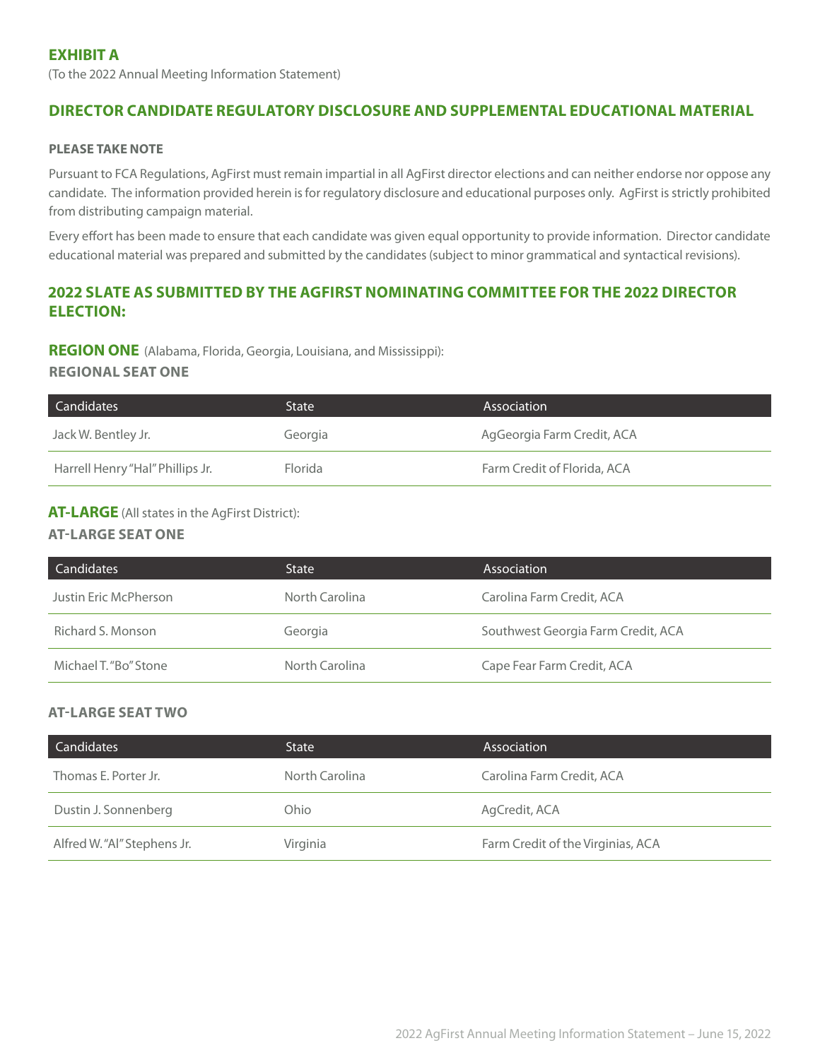## EXHIBIT A

(To the 2022 Annual Meeting Information Statement)

## DIRECTOR CANDIDATE REGULATORY DISCLOSURE AND SUPPLEMENTAL EDUCATIONAL MATERIAL

**PLEASE TAKE NOTE**

Pursuant to FCA Regulations, AgFirst must remain impartial in all AgFirst director elections and can neither endorse nor oppose any candidate. The information provided herein is for regulatory disclosure and educational purposes only. AgFirst is strictly prohibited from distributing campaign material.

Every effort has been made to ensure that each candidate was given equal opportunity to provide information. Director candidate educational material was prepared and submitted by the candidates (subject to minor grammatical and syntactical revisions).

## 2022 SLATE AS SUBMITTED BY THE AGFIRST NOMINATING COMMITTEE FOR THE 2022 DIRECTOR ELECTION:

**REGION ONE** (Alabama, Florida, Georgia, Louisiana, and Mississippi):

**REGIONAL SEAT ONE**

| Candidates | State | Association |
|---|---|---|
| Jack W. Bentley Jr. | Georgia | AgGeorgia Farm Credit, ACA |
| Harrell Henry "Hal" Phillips Jr. | Florida | Farm Credit of Florida, ACA |

**AT-LARGE** (All states in the AgFirst District):

**AT-LARGE SEAT ONE**

| Candidates | State | Association |
|---|---|---|
| Justin Eric McPherson | North Carolina | Carolina Farm Credit, ACA |
| Richard S. Monson | Georgia | Southwest Georgia Farm Credit, ACA |
| Michael T. "Bo" Stone | North Carolina | Cape Fear Farm Credit, ACA |

**AT-LARGE SEAT TWO**

| Candidates | State | Association |
|---|---|---|
| Thomas E. Porter Jr. | North Carolina | Carolina Farm Credit, ACA |
| Dustin J. Sonnenberg | Ohio | AgCredit, ACA |
| Alfred W. "Al" Stephens Jr. | Virginia | Farm Credit of the Virginias, ACA |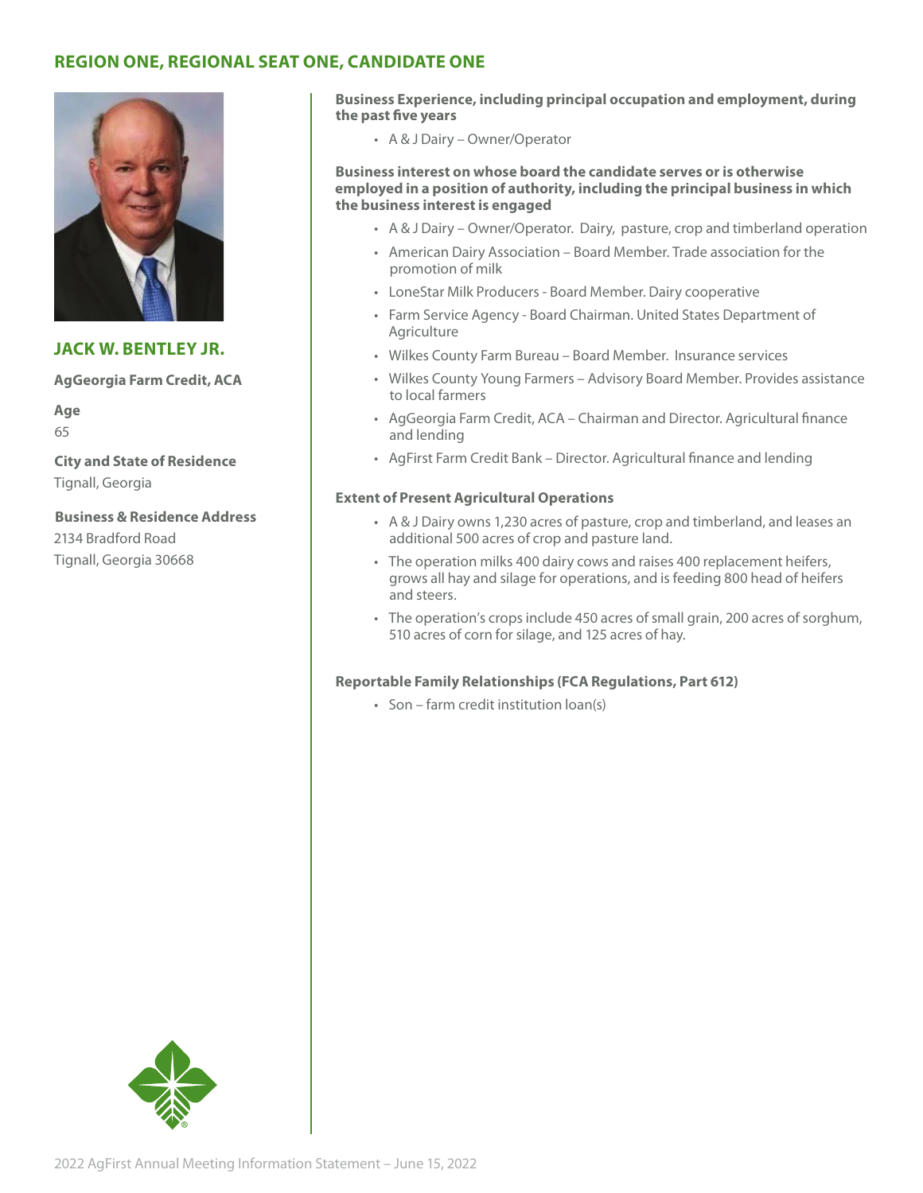## REGION ONE, REGIONAL SEAT ONE, CANDIDATE ONE

### JACK W. BENTLEY JR.

**AgGeorgia Farm Credit, ACA**

**Age**
65

**City and State of Residence**
Tignall, Georgia

**Business & Residence Address**
2134 Bradford Road
Tignall, Georgia 30668

**Business Experience, including principal occupation and employment, during the past five years**

- A & J Dairy – Owner/Operator

**Business interest on whose board the candidate serves or is otherwise employed in a position of authority, including the principal business in which the business interest is engaged**

- A & J Dairy – Owner/Operator. Dairy, pasture, crop and timberland operation
- American Dairy Association – Board Member. Trade association for the promotion of milk
- LoneStar Milk Producers - Board Member. Dairy cooperative
- Farm Service Agency - Board Chairman. United States Department of Agriculture
- Wilkes County Farm Bureau – Board Member. Insurance services
- Wilkes County Young Farmers – Advisory Board Member. Provides assistance to local farmers
- AgGeorgia Farm Credit, ACA – Chairman and Director. Agricultural finance and lending
- AgFirst Farm Credit Bank – Director. Agricultural finance and lending

**Extent of Present Agricultural Operations**

- A & J Dairy owns 1,230 acres of pasture, crop and timberland, and leases an additional 500 acres of crop and pasture land.
- The operation milks 400 dairy cows and raises 400 replacement heifers, grows all hay and silage for operations, and is feeding 800 head of heifers and steers.
- The operation's crops include 450 acres of small grain, 200 acres of sorghum, 510 acres of corn for silage, and 125 acres of hay.

**Reportable Family Relationships (FCA Regulations, Part 612)**

- Son – farm credit institution loan(s)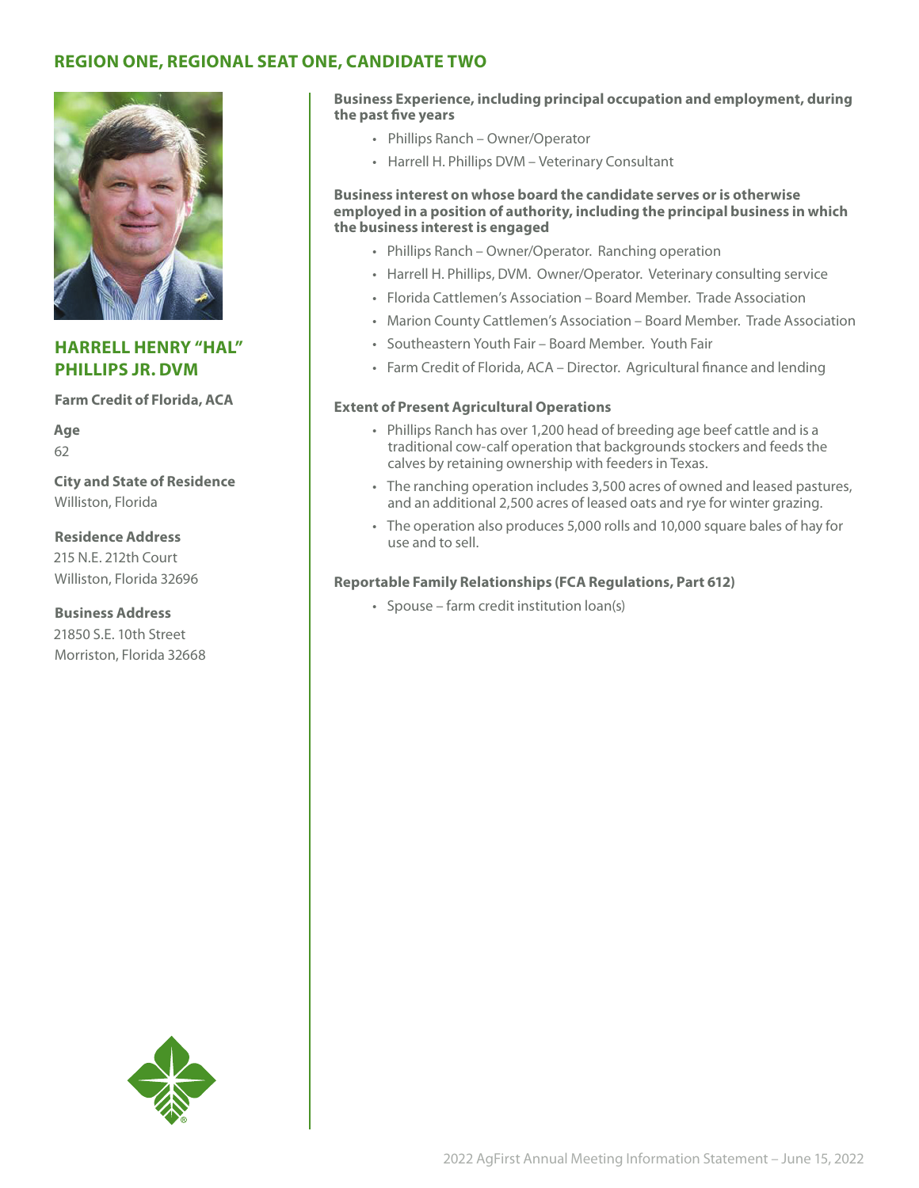## REGION ONE, REGIONAL SEAT ONE, CANDIDATE TWO

### HARRELL HENRY "HAL" PHILLIPS JR. DVM

**Farm Credit of Florida, ACA**

**Age**
62

**City and State of Residence**
Williston, Florida

**Residence Address**
215 N.E. 212th Court
Williston, Florida 32696

**Business Address**
21850 S.E. 10th Street
Morriston, Florida 32668

**Business Experience, including principal occupation and employment, during the past five years**

- Phillips Ranch – Owner/Operator
- Harrell H. Phillips DVM – Veterinary Consultant

**Business interest on whose board the candidate serves or is otherwise employed in a position of authority, including the principal business in which the business interest is engaged**

- Phillips Ranch – Owner/Operator. Ranching operation
- Harrell H. Phillips, DVM. Owner/Operator. Veterinary consulting service
- Florida Cattlemen's Association – Board Member. Trade Association
- Marion County Cattlemen's Association – Board Member. Trade Association
- Southeastern Youth Fair – Board Member. Youth Fair
- Farm Credit of Florida, ACA – Director. Agricultural finance and lending

**Extent of Present Agricultural Operations**

- Phillips Ranch has over 1,200 head of breeding age beef cattle and is a traditional cow-calf operation that backgrounds stockers and feeds the calves by retaining ownership with feeders in Texas.
- The ranching operation includes 3,500 acres of owned and leased pastures, and an additional 2,500 acres of leased oats and rye for winter grazing.
- The operation also produces 5,000 rolls and 10,000 square bales of hay for use and to sell.

**Reportable Family Relationships (FCA Regulations, Part 612)**

- Spouse – farm credit institution loan(s)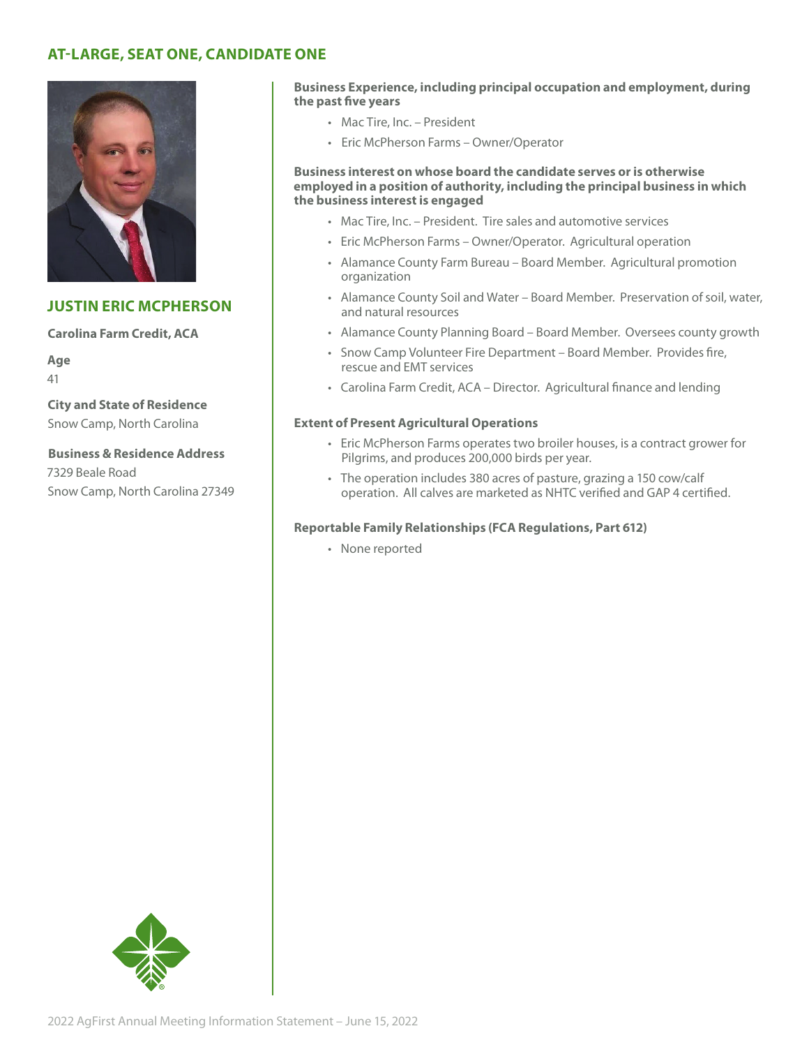## AT-LARGE, SEAT ONE, CANDIDATE ONE

### JUSTIN ERIC MCPHERSON

**Carolina Farm Credit, ACA**

**Age**
41

**City and State of Residence**
Snow Camp, North Carolina

**Business & Residence Address**
7329 Beale Road
Snow Camp, North Carolina 27349

**Business Experience, including principal occupation and employment, during the past five years**

- Mac Tire, Inc. – President
- Eric McPherson Farms – Owner/Operator

**Business interest on whose board the candidate serves or is otherwise employed in a position of authority, including the principal business in which the business interest is engaged**

- Mac Tire, Inc. – President. Tire sales and automotive services
- Eric McPherson Farms – Owner/Operator. Agricultural operation
- Alamance County Farm Bureau – Board Member. Agricultural promotion organization
- Alamance County Soil and Water – Board Member. Preservation of soil, water, and natural resources
- Alamance County Planning Board – Board Member. Oversees county growth
- Snow Camp Volunteer Fire Department – Board Member. Provides fire, rescue and EMT services
- Carolina Farm Credit, ACA – Director. Agricultural finance and lending

**Extent of Present Agricultural Operations**

- Eric McPherson Farms operates two broiler houses, is a contract grower for Pilgrims, and produces 200,000 birds per year.
- The operation includes 380 acres of pasture, grazing a 150 cow/calf operation. All calves are marketed as NHTC verified and GAP 4 certified.

**Reportable Family Relationships (FCA Regulations, Part 612)**

- None reported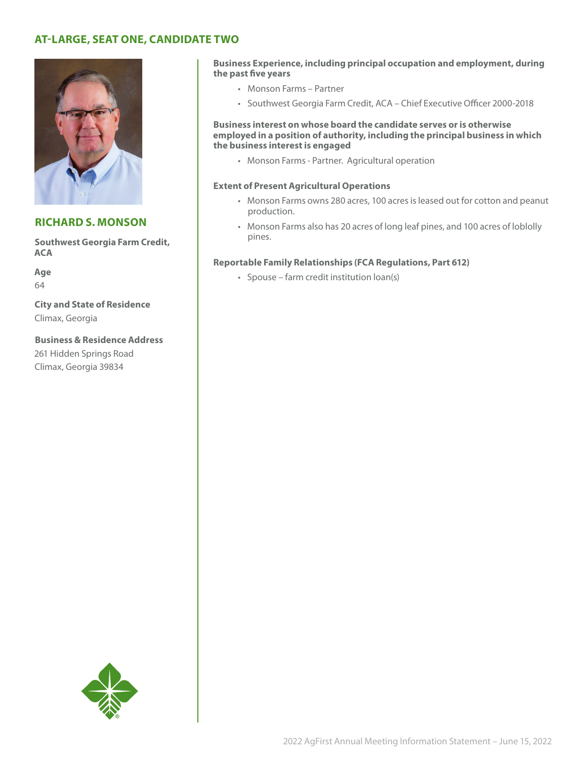## AT-LARGE, SEAT ONE, CANDIDATE TWO

### RICHARD S. MONSON

**Southwest Georgia Farm Credit, ACA**

**Age**
64

**City and State of Residence**
Climax, Georgia

**Business & Residence Address**
261 Hidden Springs Road
Climax, Georgia 39834

**Business Experience, including principal occupation and employment, during the past five years**

- Monson Farms – Partner
- Southwest Georgia Farm Credit, ACA – Chief Executive Officer 2000-2018

**Business interest on whose board the candidate serves or is otherwise employed in a position of authority, including the principal business in which the business interest is engaged**

- Monson Farms - Partner. Agricultural operation

**Extent of Present Agricultural Operations**

- Monson Farms owns 280 acres, 100 acres is leased out for cotton and peanut production.
- Monson Farms also has 20 acres of long leaf pines, and 100 acres of loblolly pines.

**Reportable Family Relationships (FCA Regulations, Part 612)**

- Spouse – farm credit institution loan(s)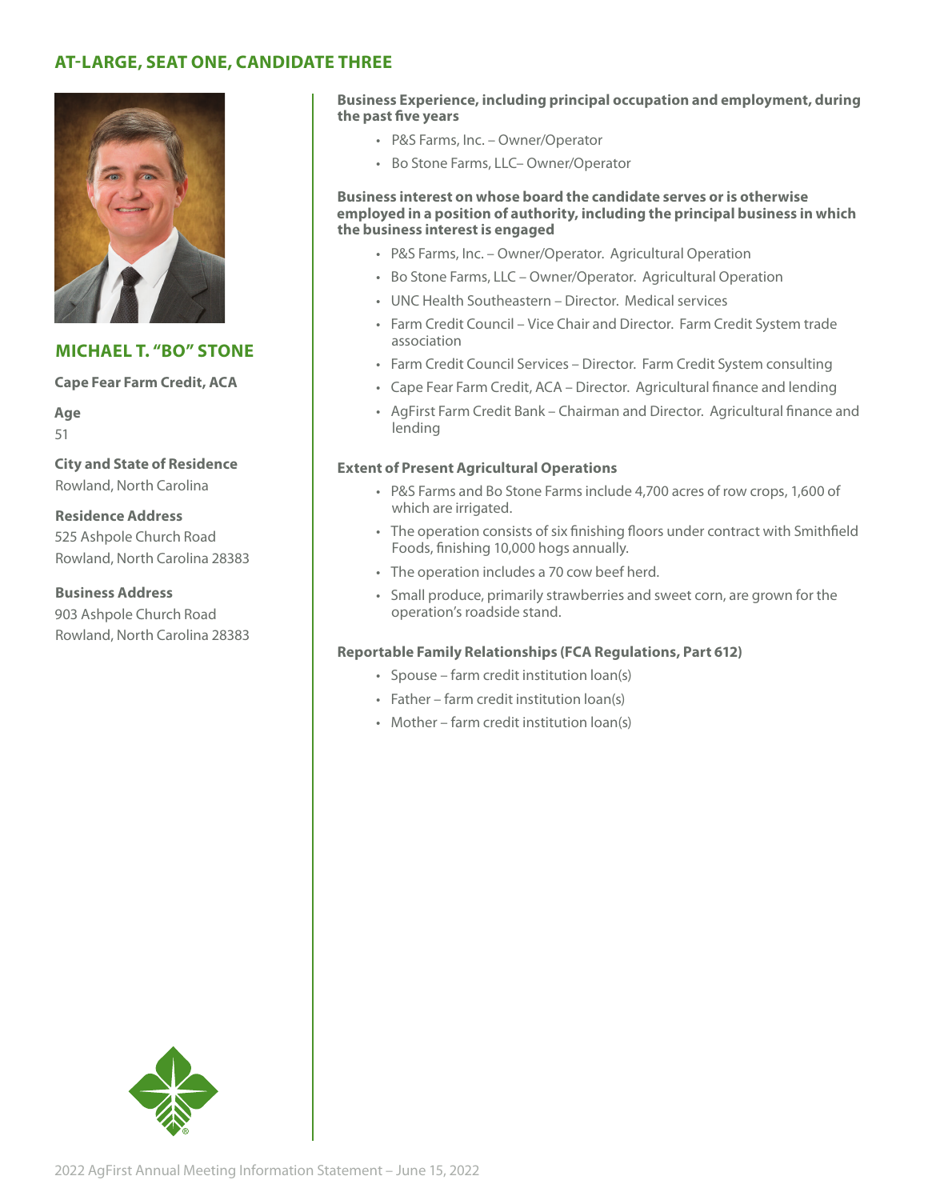## AT-LARGE, SEAT ONE, CANDIDATE THREE

### MICHAEL T. "BO" STONE

**Cape Fear Farm Credit, ACA**

**Age**
51

**City and State of Residence**
Rowland, North Carolina

**Residence Address**
525 Ashpole Church Road
Rowland, North Carolina 28383

**Business Address**
903 Ashpole Church Road
Rowland, North Carolina 28383

**Business Experience, including principal occupation and employment, during the past five years**

- P&S Farms, Inc. – Owner/Operator
- Bo Stone Farms, LLC– Owner/Operator

**Business interest on whose board the candidate serves or is otherwise employed in a position of authority, including the principal business in which the business interest is engaged**

- P&S Farms, Inc. – Owner/Operator. Agricultural Operation
- Bo Stone Farms, LLC – Owner/Operator. Agricultural Operation
- UNC Health Southeastern – Director. Medical services
- Farm Credit Council – Vice Chair and Director. Farm Credit System trade association
- Farm Credit Council Services – Director. Farm Credit System consulting
- Cape Fear Farm Credit, ACA – Director. Agricultural finance and lending
- AgFirst Farm Credit Bank – Chairman and Director. Agricultural finance and lending

**Extent of Present Agricultural Operations**

- P&S Farms and Bo Stone Farms include 4,700 acres of row crops, 1,600 of which are irrigated.
- The operation consists of six finishing floors under contract with Smithfield Foods, finishing 10,000 hogs annually.
- The operation includes a 70 cow beef herd.
- Small produce, primarily strawberries and sweet corn, are grown for the operation's roadside stand.

**Reportable Family Relationships (FCA Regulations, Part 612)**

- Spouse – farm credit institution loan(s)
- Father – farm credit institution loan(s)
- Mother – farm credit institution loan(s)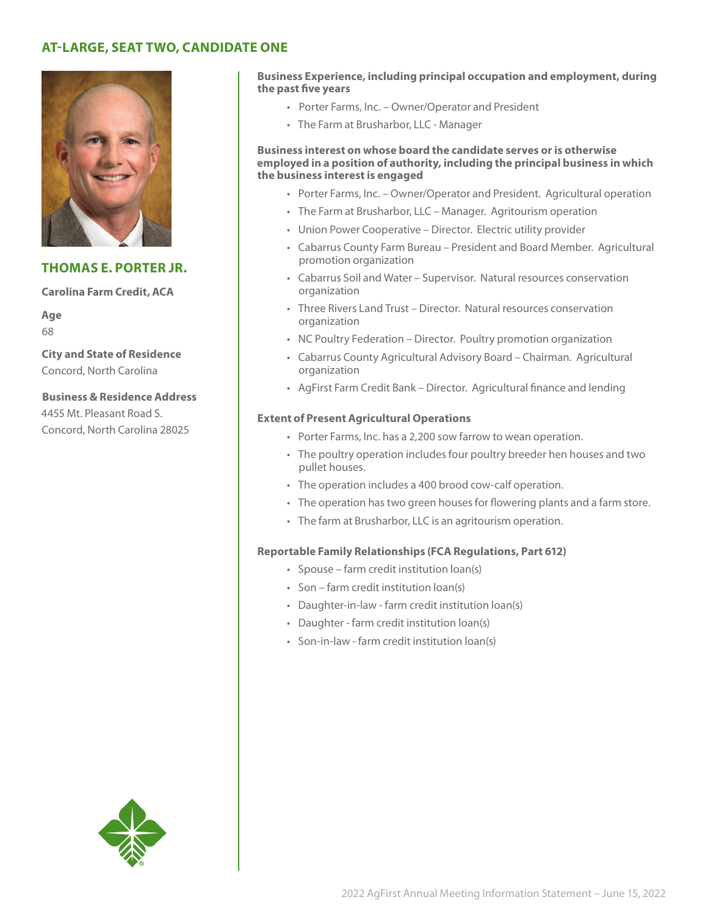## AT-LARGE, SEAT TWO, CANDIDATE ONE

### THOMAS E. PORTER JR.

**Carolina Farm Credit, ACA**

**Age**
68

**City and State of Residence**
Concord, North Carolina

**Business & Residence Address**
4455 Mt. Pleasant Road S.
Concord, North Carolina 28025

**Business Experience, including principal occupation and employment, during the past five years**

- Porter Farms, Inc. – Owner/Operator and President
- The Farm at Brusharbor, LLC - Manager

**Business interest on whose board the candidate serves or is otherwise employed in a position of authority, including the principal business in which the business interest is engaged**

- Porter Farms, Inc. – Owner/Operator and President. Agricultural operation
- The Farm at Brusharbor, LLC – Manager. Agritourism operation
- Union Power Cooperative – Director. Electric utility provider
- Cabarrus County Farm Bureau – President and Board Member. Agricultural promotion organization
- Cabarrus Soil and Water – Supervisor. Natural resources conservation organization
- Three Rivers Land Trust – Director. Natural resources conservation organization
- NC Poultry Federation – Director. Poultry promotion organization
- Cabarrus County Agricultural Advisory Board – Chairman. Agricultural organization
- AgFirst Farm Credit Bank – Director. Agricultural finance and lending

**Extent of Present Agricultural Operations**

- Porter Farms, Inc. has a 2,200 sow farrow to wean operation.
- The poultry operation includes four poultry breeder hen houses and two pullet houses.
- The operation includes a 400 brood cow-calf operation.
- The operation has two green houses for flowering plants and a farm store.
- The farm at Brusharbor, LLC is an agritourism operation.

**Reportable Family Relationships (FCA Regulations, Part 612)**

- Spouse – farm credit institution loan(s)
- Son – farm credit institution loan(s)
- Daughter-in-law - farm credit institution loan(s)
- Daughter - farm credit institution loan(s)
- Son-in-law - farm credit institution loan(s)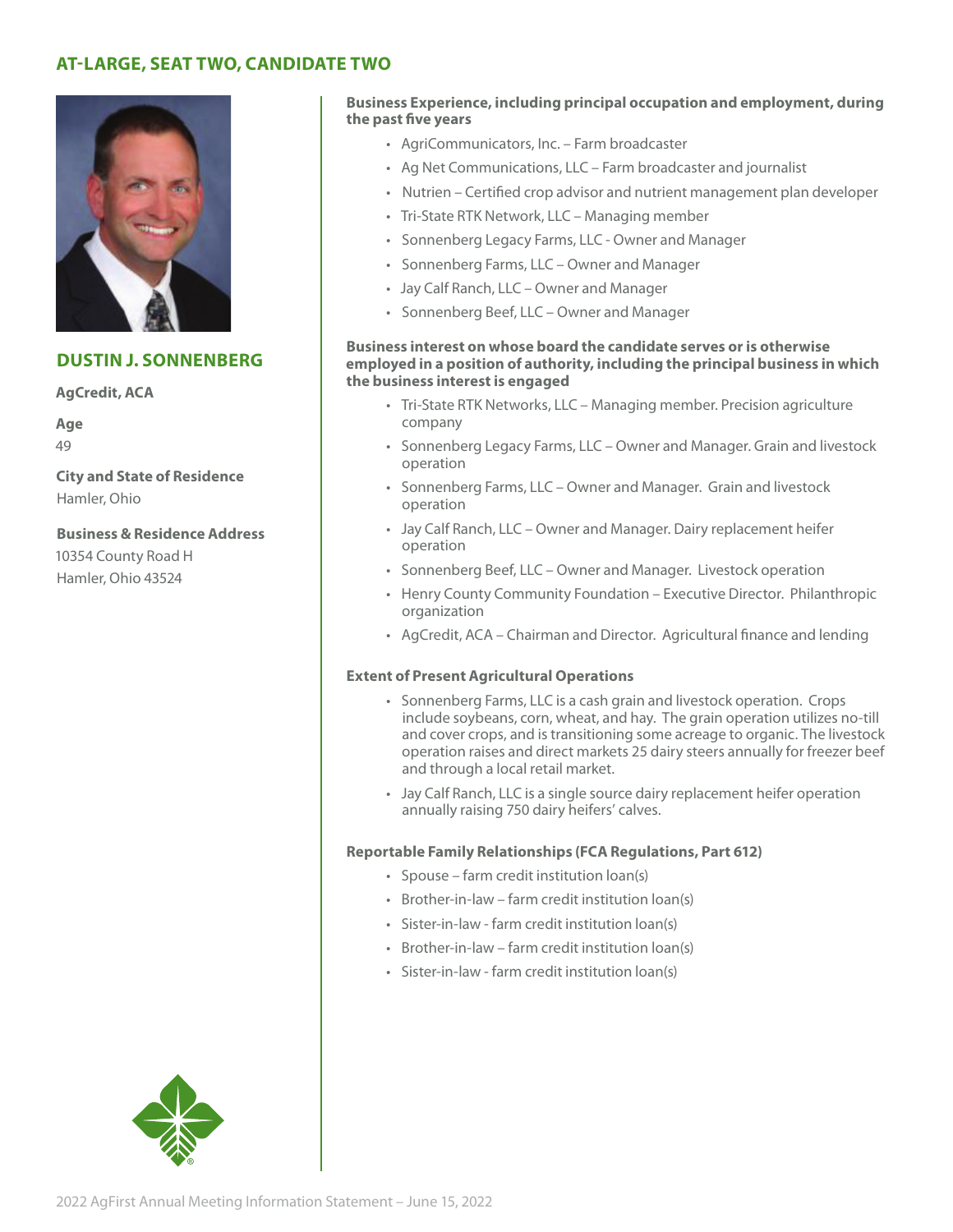## AT-LARGE, SEAT TWO, CANDIDATE TWO

### DUSTIN J. SONNENBERG

**AgCredit, ACA**

**Age**
49

**City and State of Residence**
Hamler, Ohio

**Business & Residence Address**
10354 County Road H
Hamler, Ohio 43524

**Business Experience, including principal occupation and employment, during the past five years**

- AgriCommunicators, Inc. – Farm broadcaster
- Ag Net Communications, LLC – Farm broadcaster and journalist
- Nutrien – Certified crop advisor and nutrient management plan developer
- Tri-State RTK Network, LLC – Managing member
- Sonnenberg Legacy Farms, LLC - Owner and Manager
- Sonnenberg Farms, LLC – Owner and Manager
- Jay Calf Ranch, LLC – Owner and Manager
- Sonnenberg Beef, LLC – Owner and Manager

**Business interest on whose board the candidate serves or is otherwise employed in a position of authority, including the principal business in which the business interest is engaged**

- Tri-State RTK Networks, LLC – Managing member. Precision agriculture company
- Sonnenberg Legacy Farms, LLC – Owner and Manager. Grain and livestock operation
- Sonnenberg Farms, LLC – Owner and Manager. Grain and livestock operation
- Jay Calf Ranch, LLC – Owner and Manager. Dairy replacement heifer operation
- Sonnenberg Beef, LLC – Owner and Manager. Livestock operation
- Henry County Community Foundation – Executive Director. Philanthropic organization
- AgCredit, ACA – Chairman and Director. Agricultural finance and lending

**Extent of Present Agricultural Operations**

- Sonnenberg Farms, LLC is a cash grain and livestock operation. Crops include soybeans, corn, wheat, and hay. The grain operation utilizes no-till and cover crops, and is transitioning some acreage to organic. The livestock operation raises and direct markets 25 dairy steers annually for freezer beef and through a local retail market.
- Jay Calf Ranch, LLC is a single source dairy replacement heifer operation annually raising 750 dairy heifers' calves.

**Reportable Family Relationships (FCA Regulations, Part 612)**

- Spouse – farm credit institution loan(s)
- Brother-in-law – farm credit institution loan(s)
- Sister-in-law - farm credit institution loan(s)
- Brother-in-law – farm credit institution loan(s)
- Sister-in-law - farm credit institution loan(s)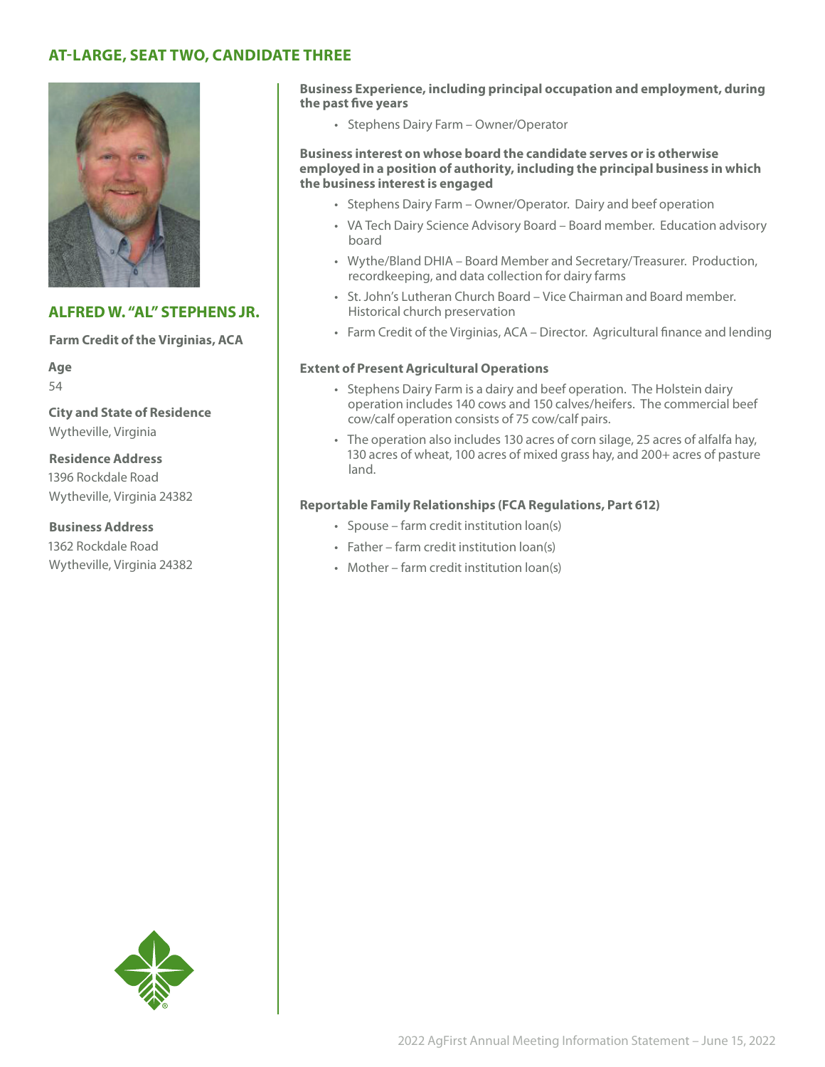## AT-LARGE, SEAT TWO, CANDIDATE THREE

### ALFRED W. "AL" STEPHENS JR.

**Farm Credit of the Virginias, ACA**

**Age**
54

**City and State of Residence**
Wytheville, Virginia

**Residence Address**
1396 Rockdale Road
Wytheville, Virginia 24382

**Business Address**
1362 Rockdale Road
Wytheville, Virginia 24382

**Business Experience, including principal occupation and employment, during the past five years**

- Stephens Dairy Farm – Owner/Operator

**Business interest on whose board the candidate serves or is otherwise employed in a position of authority, including the principal business in which the business interest is engaged**

- Stephens Dairy Farm – Owner/Operator. Dairy and beef operation
- VA Tech Dairy Science Advisory Board – Board member. Education advisory board
- Wythe/Bland DHIA – Board Member and Secretary/Treasurer. Production, recordkeeping, and data collection for dairy farms
- St. John's Lutheran Church Board – Vice Chairman and Board member. Historical church preservation
- Farm Credit of the Virginias, ACA – Director. Agricultural finance and lending

**Extent of Present Agricultural Operations**

- Stephens Dairy Farm is a dairy and beef operation. The Holstein dairy operation includes 140 cows and 150 calves/heifers. The commercial beef cow/calf operation consists of 75 cow/calf pairs.
- The operation also includes 130 acres of corn silage, 25 acres of alfalfa hay, 130 acres of wheat, 100 acres of mixed grass hay, and 200+ acres of pasture land.

**Reportable Family Relationships (FCA Regulations, Part 612)**

- Spouse – farm credit institution loan(s)
- Father – farm credit institution loan(s)
- Mother – farm credit institution loan(s)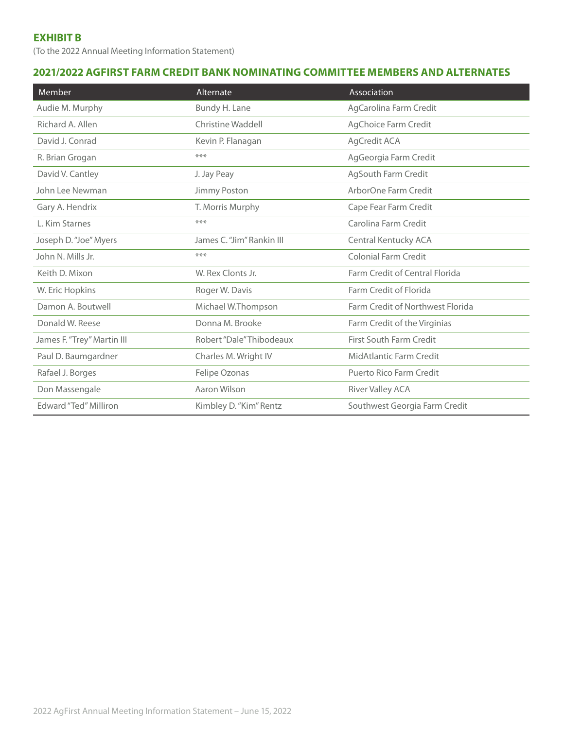**EXHIBIT B**

(To the 2022 Annual Meeting Information Statement)

## 2021/2022 AGFIRST FARM CREDIT BANK NOMINATING COMMITTEE MEMBERS AND ALTERNATES

| Member | Alternate | Association |
|---|---|---|
| Audie M. Murphy | Bundy H. Lane | AgCarolina Farm Credit |
| Richard A. Allen | Christine Waddell | AgChoice Farm Credit |
| David J. Conrad | Kevin P. Flanagan | AgCredit ACA |
| R. Brian Grogan | *** | AgGeorgia Farm Credit |
| David V. Cantley | J. Jay Peay | AgSouth Farm Credit |
| John Lee Newman | Jimmy Poston | ArborOne Farm Credit |
| Gary A. Hendrix | T. Morris Murphy | Cape Fear Farm Credit |
| L. Kim Starnes | *** | Carolina Farm Credit |
| Joseph D. "Joe" Myers | James C. "Jim" Rankin III | Central Kentucky ACA |
| John N. Mills Jr. | *** | Colonial Farm Credit |
| Keith D. Mixon | W. Rex Clonts Jr. | Farm Credit of Central Florida |
| W. Eric Hopkins | Roger W. Davis | Farm Credit of Florida |
| Damon A. Boutwell | Michael W.Thompson | Farm Credit of Northwest Florida |
| Donald W. Reese | Donna M. Brooke | Farm Credit of the Virginias |
| James F. "Trey" Martin III | Robert "Dale" Thibodeaux | First South Farm Credit |
| Paul D. Baumgardner | Charles M. Wright IV | MidAtlantic Farm Credit |
| Rafael J. Borges | Felipe Ozonas | Puerto Rico Farm Credit |
| Don Massengale | Aaron Wilson | River Valley ACA |
| Edward "Ted" Milliron | Kimbley D. "Kim" Rentz | Southwest Georgia Farm Credit |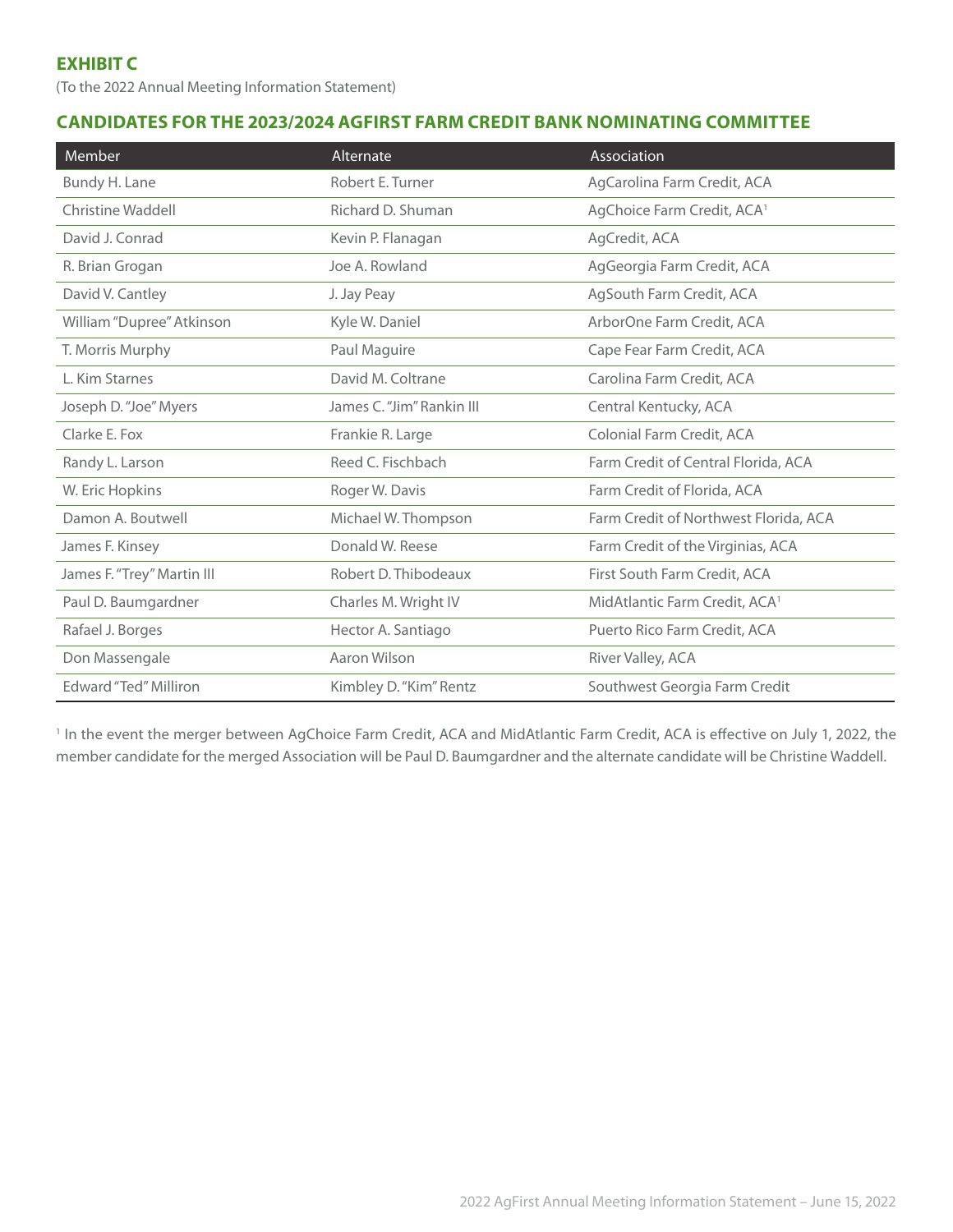**EXHIBIT C**

(To the 2022 Annual Meeting Information Statement)

## CANDIDATES FOR THE 2023/2024 AGFIRST FARM CREDIT BANK NOMINATING COMMITTEE

| Member | Alternate | Association |
|---|---|---|
| Bundy H. Lane | Robert E. Turner | AgCarolina Farm Credit, ACA |
| Christine Waddell | Richard D. Shuman | AgChoice Farm Credit, ACA[1] |
| David J. Conrad | Kevin P. Flanagan | AgCredit, ACA |
| R. Brian Grogan | Joe A. Rowland | AgGeorgia Farm Credit, ACA |
| David V. Cantley | J. Jay Peay | AgSouth Farm Credit, ACA |
| William "Dupree" Atkinson | Kyle W. Daniel | ArborOne Farm Credit, ACA |
| T. Morris Murphy | Paul Maguire | Cape Fear Farm Credit, ACA |
| L. Kim Starnes | David M. Coltrane | Carolina Farm Credit, ACA |
| Joseph D. "Joe" Myers | James C. "Jim" Rankin III | Central Kentucky, ACA |
| Clarke E. Fox | Frankie R. Large | Colonial Farm Credit, ACA |
| Randy L. Larson | Reed C. Fischbach | Farm Credit of Central Florida, ACA |
| W. Eric Hopkins | Roger W. Davis | Farm Credit of Florida, ACA |
| Damon A. Boutwell | Michael W. Thompson | Farm Credit of Northwest Florida, ACA |
| James F. Kinsey | Donald W. Reese | Farm Credit of the Virginias, ACA |
| James F. "Trey" Martin III | Robert D. Thibodeaux | First South Farm Credit, ACA |
| Paul D. Baumgardner | Charles M. Wright IV | MidAtlantic Farm Credit, ACA[1] |
| Rafael J. Borges | Hector A. Santiago | Puerto Rico Farm Credit, ACA |
| Don Massengale | Aaron Wilson | River Valley, ACA |
| Edward "Ted" Milliron | Kimbley D. "Kim" Rentz | Southwest Georgia Farm Credit |

[1] In the event the merger between AgChoice Farm Credit, ACA and MidAtlantic Farm Credit, ACA is effective on July 1, 2022, the member candidate for the merged Association will be Paul D. Baumgardner and the alternate candidate will be Christine Waddell.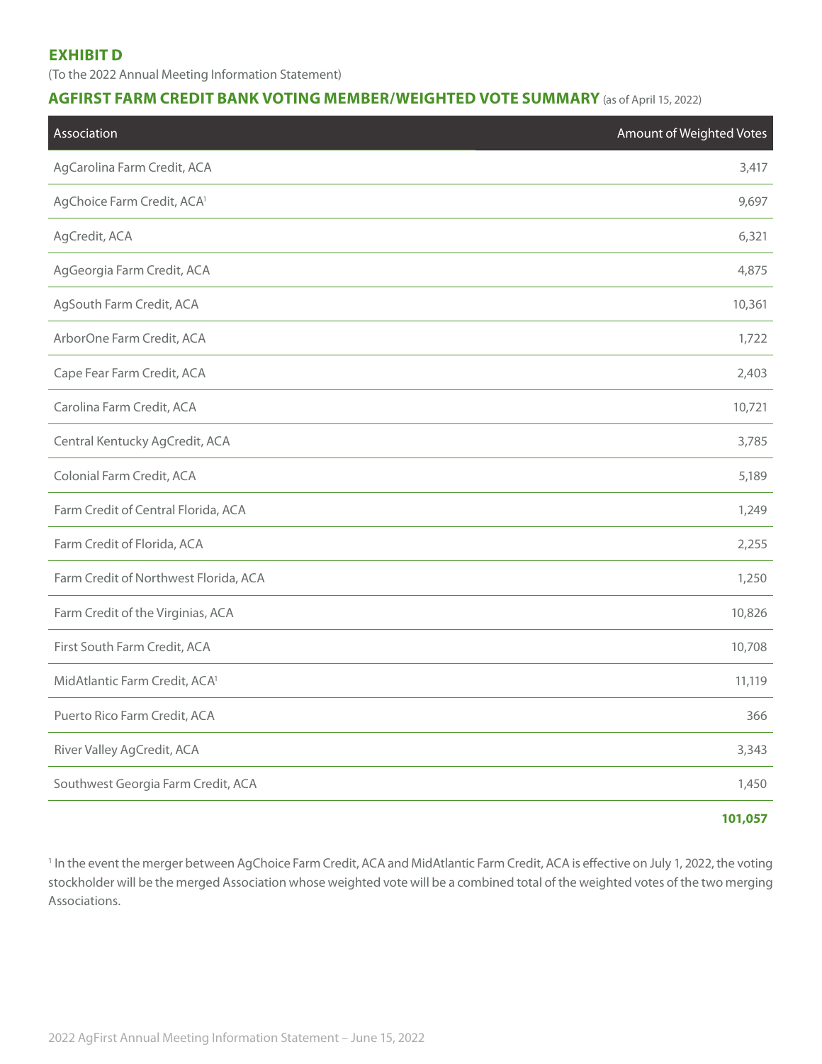## EXHIBIT D

(To the 2022 Annual Meeting Information Statement)

## AGFIRST FARM CREDIT BANK VOTING MEMBER/WEIGHTED VOTE SUMMARY (as of April 15, 2022)

| Association | Amount of Weighted Votes |
|---|---:|
| AgCarolina Farm Credit, ACA | 3,417 |
| AgChoice Farm Credit, ACA[1] | 9,697 |
| AgCredit, ACA | 6,321 |
| AgGeorgia Farm Credit, ACA | 4,875 |
| AgSouth Farm Credit, ACA | 10,361 |
| ArborOne Farm Credit, ACA | 1,722 |
| Cape Fear Farm Credit, ACA | 2,403 |
| Carolina Farm Credit, ACA | 10,721 |
| Central Kentucky AgCredit, ACA | 3,785 |
| Colonial Farm Credit, ACA | 5,189 |
| Farm Credit of Central Florida, ACA | 1,249 |
| Farm Credit of Florida, ACA | 2,255 |
| Farm Credit of Northwest Florida, ACA | 1,250 |
| Farm Credit of the Virginias, ACA | 10,826 |
| First South Farm Credit, ACA | 10,708 |
| MidAtlantic Farm Credit, ACA[1] | 11,119 |
| Puerto Rico Farm Credit, ACA | 366 |
| River Valley AgCredit, ACA | 3,343 |
| Southwest Georgia Farm Credit, ACA | 1,450 |
| | **101,057** |

[1] In the event the merger between AgChoice Farm Credit, ACA and MidAtlantic Farm Credit, ACA is effective on July 1, 2022, the voting stockholder will be the merged Association whose weighted vote will be a combined total of the weighted votes of the two merging Associations.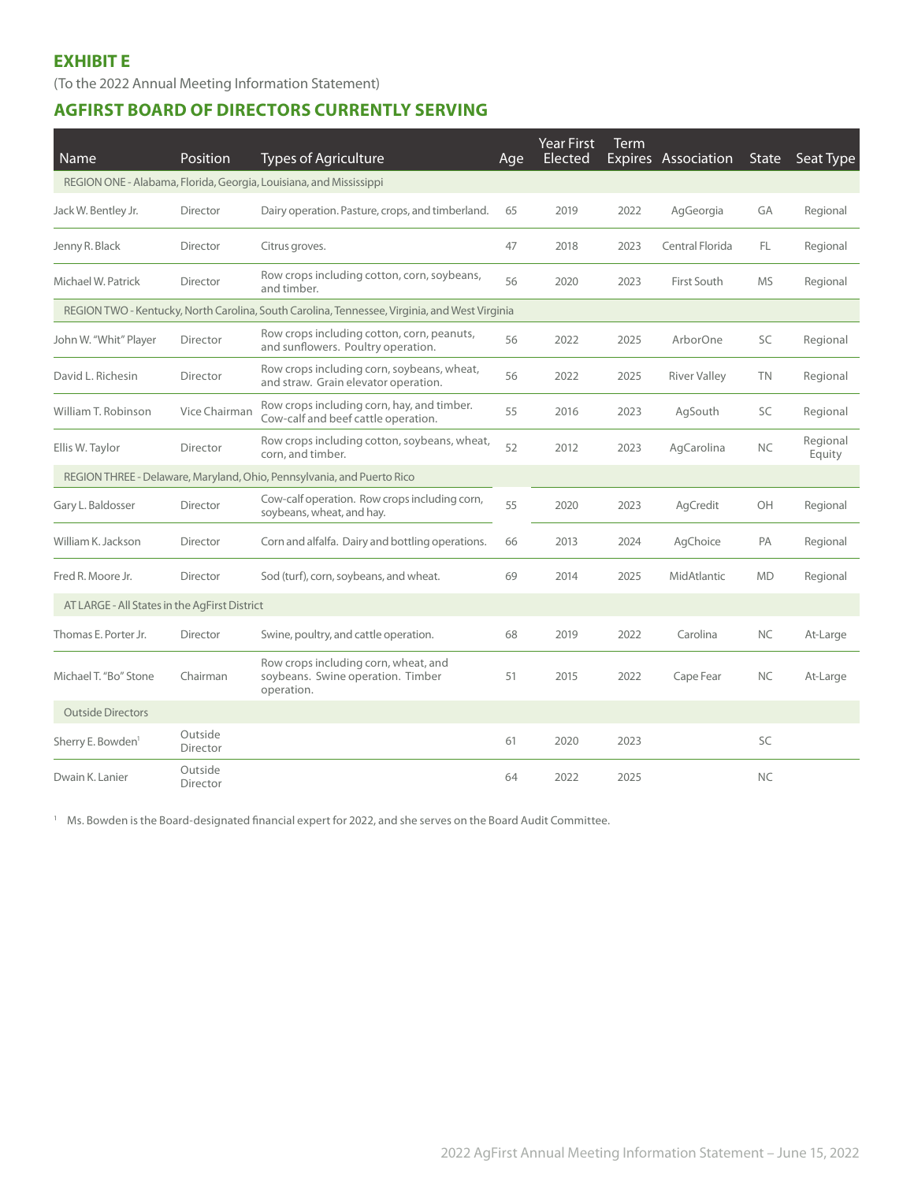## EXHIBIT E

(To the 2022 Annual Meeting Information Statement)

## AGFIRST BOARD OF DIRECTORS CURRENTLY SERVING

| Name | Position | Types of Agriculture | Age | Year First Elected | Term Expires | Association | State | Seat Type |
|---|---|---|---|---|---|---|---|---|
| REGION ONE - Alabama, Florida, Georgia, Louisiana, and Mississippi | | | | | | | | |
| Jack W. Bentley Jr. | Director | Dairy operation. Pasture, crops, and timberland. | 65 | 2019 | 2022 | AgGeorgia | GA | Regional |
| Jenny R. Black | Director | Citrus groves. | 47 | 2018 | 2023 | Central Florida | FL | Regional |
| Michael W. Patrick | Director | Row crops including cotton, corn, soybeans, and timber. | 56 | 2020 | 2023 | First South | MS | Regional |
| REGION TWO - Kentucky, North Carolina, South Carolina, Tennessee, Virginia, and West Virginia | | | | | | | | |
| John W. "Whit" Player | Director | Row crops including cotton, corn, peanuts, and sunflowers. Poultry operation. | 56 | 2022 | 2025 | ArborOne | SC | Regional |
| David L. Richesin | Director | Row crops including corn, soybeans, wheat, and straw. Grain elevator operation. | 56 | 2022 | 2025 | River Valley | TN | Regional |
| William T. Robinson | Vice Chairman | Row crops including corn, hay, and timber. Cow-calf and beef cattle operation. | 55 | 2016 | 2023 | AgSouth | SC | Regional |
| Ellis W. Taylor | Director | Row crops including cotton, soybeans, wheat, corn, and timber. | 52 | 2012 | 2023 | AgCarolina | NC | Regional Equity |
| REGION THREE - Delaware, Maryland, Ohio, Pennsylvania, and Puerto Rico | | | | | | | | |
| Gary L. Baldosser | Director | Cow-calf operation. Row crops including corn, soybeans, wheat, and hay. | 55 | 2020 | 2023 | AgCredit | OH | Regional |
| William K. Jackson | Director | Corn and alfalfa. Dairy and bottling operations. | 66 | 2013 | 2024 | AgChoice | PA | Regional |
| Fred R. Moore Jr. | Director | Sod (turf), corn, soybeans, and wheat. | 69 | 2014 | 2025 | MidAtlantic | MD | Regional |
| AT LARGE - All States in the AgFirst District | | | | | | | | |
| Thomas E. Porter Jr. | Director | Swine, poultry, and cattle operation. | 68 | 2019 | 2022 | Carolina | NC | At-Large |
| Michael T. "Bo" Stone | Chairman | Row crops including corn, wheat, and soybeans. Swine operation. Timber operation. | 51 | 2015 | 2022 | Cape Fear | NC | At-Large |
| Outside Directors | | | | | | | | |
| Sherry E. Bowden[1] | Outside Director | | 61 | 2020 | 2023 | | SC | |
| Dwain K. Lanier | Outside Director | | 64 | 2022 | 2025 | | NC | |

[1] Ms. Bowden is the Board-designated financial expert for 2022, and she serves on the Board Audit Committee.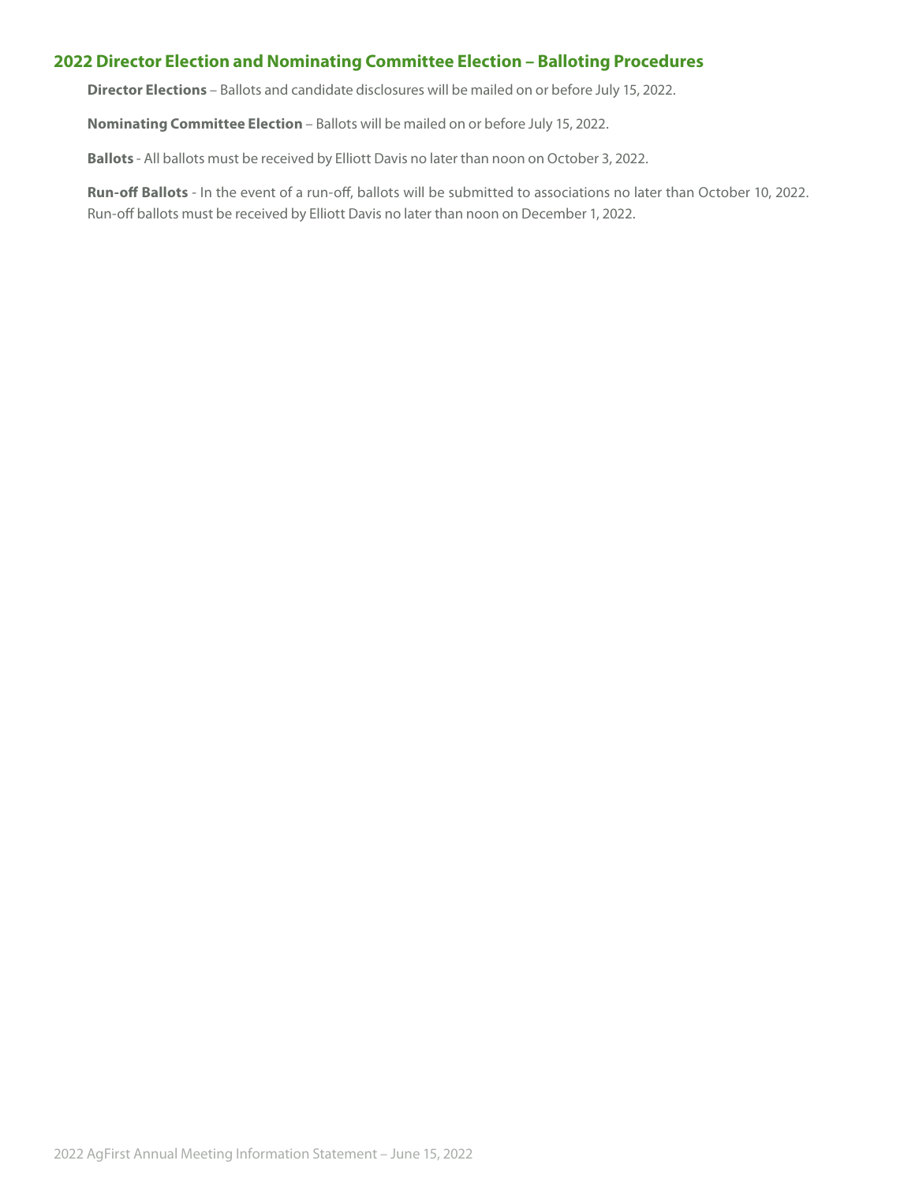## 2022 Director Election and Nominating Committee Election – Balloting Procedures

**Director Elections** – Ballots and candidate disclosures will be mailed on or before July 15, 2022.

**Nominating Committee Election** – Ballots will be mailed on or before July 15, 2022.

**Ballots** - All ballots must be received by Elliott Davis no later than noon on October 3, 2022.

**Run-off Ballots** - In the event of a run-off, ballots will be submitted to associations no later than October 10, 2022. Run-off ballots must be received by Elliott Davis no later than noon on December 1, 2022.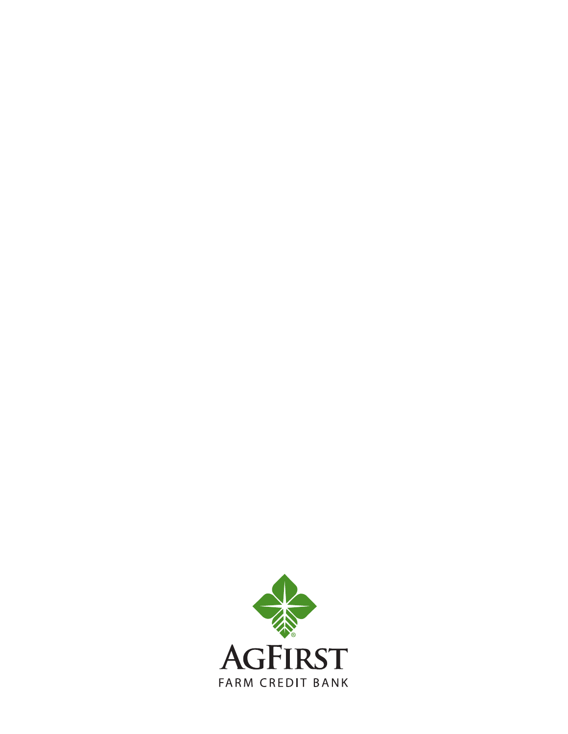AgFirst

FARM CREDIT BANK